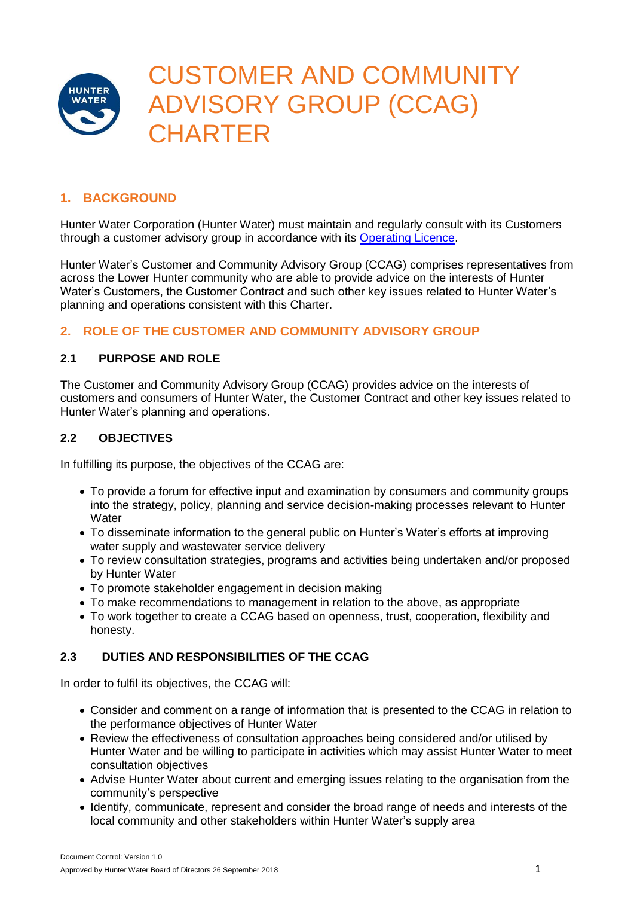# CUSTOMER AND COMMUNITY ADVISORY GROUP (CCAG) CHARTER

## 1. BACKGROUND

Hunter Water Corporation (Hunter Water) must maintain and regularly consult with its Customers through a customer advisory group in accordance with its Operating Licence.

Hunter Water's Customer and Community Advisory Group (CCAG) comprises representatives from across the Lower Hunter community who are able to provide advice on the interests of Hunter Water's Customers, the Customer Contract and such other key issues related to Hunter Water's planning and operations consistent with this Charter.

## 2. ROLE OF THE CUSTOMER AND COMMUNITY ADVISORY GROUP

### 2.1 PURPOSE AND ROLE

The Customer and Community Advisory Group (CCAG) provides advice on the interests of customers and consumers of Hunter Water, the Customer Contract and other key issues related to Hunter Water's planning and operations.

### 2.2 OBJECTIVES

In fulfilling its purpose, the objectives of the CCAG are:

- To provide a forum for effective input and examination by consumers and community groups into the strategy, policy, planning and service decision-making processes relevant to Hunter Water
- To disseminate information to the general public on Hunter's Water's efforts at improving water supply and wastewater service delivery
- To review consultation strategies, programs and activities being undertaken and/or proposed by Hunter Water
- To promote stakeholder engagement in decision making
- To make recommendations to management in relation to the above, as appropriate
- To work together to create a CCAG based on openness, trust, cooperation, flexibility and honesty.

### 2.3 DUTIES AND RESPONSIBILITIES OF THE CCAG

In order to fulfil its objectives, the CCAG will:

- Consider and comment on a range of information that is presented to the CCAG in relation to the performance objectives of Hunter Water
- Review the effectiveness of consultation approaches being considered and/or utilised by Hunter Water and be willing to participate in activities which may assist Hunter Water to meet consultation objectives
- Advise Hunter Water about current and emerging issues relating to the organisation from the community's perspective
- Identify, communicate, represent and consider the broad range of needs and interests of the local community and other stakeholders within Hunter Water's supply area

Document Control: Version 1.0
Approved by Hunter Water Board of Directors 26 September 2018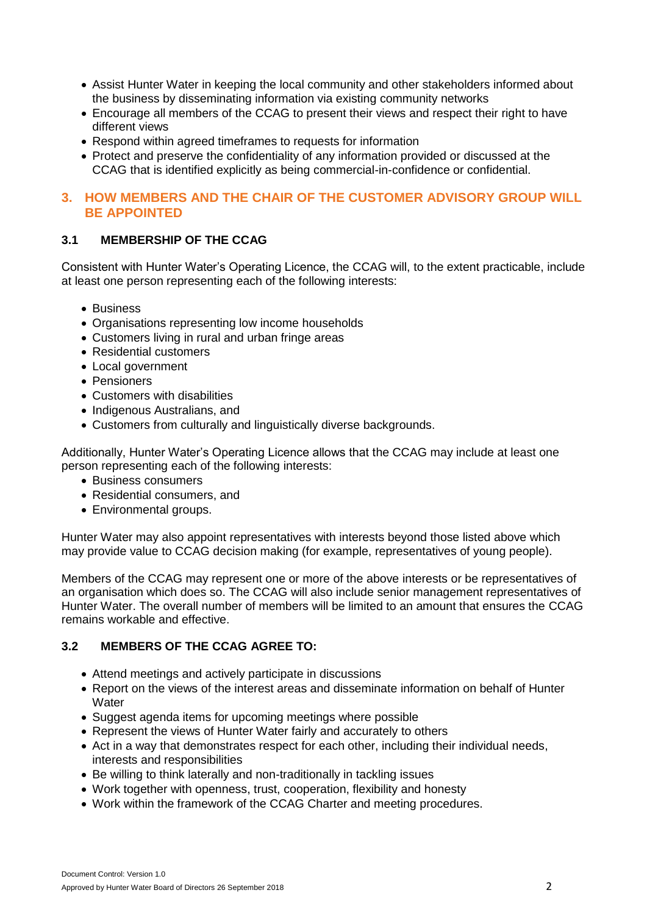- Assist Hunter Water in keeping the local community and other stakeholders informed about the business by disseminating information via existing community networks
- Encourage all members of the CCAG to present their views and respect their right to have different views
- Respond within agreed timeframes to requests for information
- Protect and preserve the confidentiality of any information provided or discussed at the CCAG that is identified explicitly as being commercial-in-confidence or confidential.

## 3. HOW MEMBERS AND THE CHAIR OF THE CUSTOMER ADVISORY GROUP WILL BE APPOINTED

### 3.1 MEMBERSHIP OF THE CCAG

Consistent with Hunter Water's Operating Licence, the CCAG will, to the extent practicable, include at least one person representing each of the following interests:

- Business
- Organisations representing low income households
- Customers living in rural and urban fringe areas
- Residential customers
- Local government
- Pensioners
- Customers with disabilities
- Indigenous Australians, and
- Customers from culturally and linguistically diverse backgrounds.

Additionally, Hunter Water's Operating Licence allows that the CCAG may include at least one person representing each of the following interests:

- Business consumers
- Residential consumers, and
- Environmental groups.

Hunter Water may also appoint representatives with interests beyond those listed above which may provide value to CCAG decision making (for example, representatives of young people).

Members of the CCAG may represent one or more of the above interests or be representatives of an organisation which does so. The CCAG will also include senior management representatives of Hunter Water. The overall number of members will be limited to an amount that ensures the CCAG remains workable and effective.

### 3.2 MEMBERS OF THE CCAG AGREE TO:

- Attend meetings and actively participate in discussions
- Report on the views of the interest areas and disseminate information on behalf of Hunter Water
- Suggest agenda items for upcoming meetings where possible
- Represent the views of Hunter Water fairly and accurately to others
- Act in a way that demonstrates respect for each other, including their individual needs, interests and responsibilities
- Be willing to think laterally and non-traditionally in tackling issues
- Work together with openness, trust, cooperation, flexibility and honesty
- Work within the framework of the CCAG Charter and meeting procedures.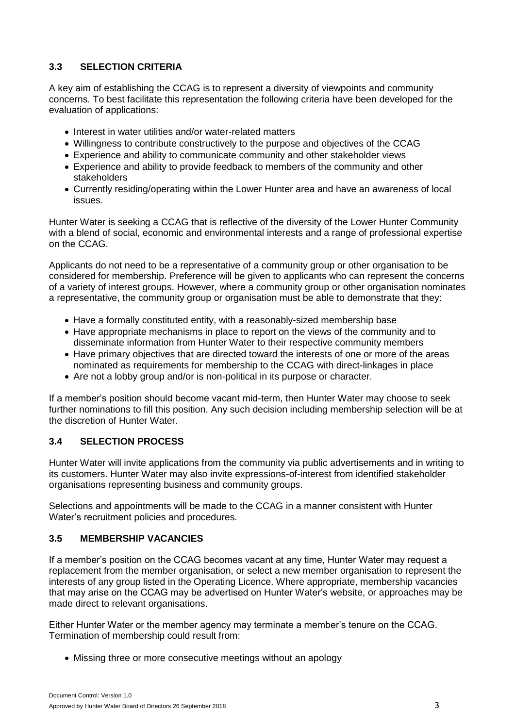### 3.3 SELECTION CRITERIA

A key aim of establishing the CCAG is to represent a diversity of viewpoints and community concerns. To best facilitate this representation the following criteria have been developed for the evaluation of applications:

- Interest in water utilities and/or water-related matters
- Willingness to contribute constructively to the purpose and objectives of the CCAG
- Experience and ability to communicate community and other stakeholder views
- Experience and ability to provide feedback to members of the community and other stakeholders
- Currently residing/operating within the Lower Hunter area and have an awareness of local issues.

Hunter Water is seeking a CCAG that is reflective of the diversity of the Lower Hunter Community with a blend of social, economic and environmental interests and a range of professional expertise on the CCAG.

Applicants do not need to be a representative of a community group or other organisation to be considered for membership. Preference will be given to applicants who can represent the concerns of a variety of interest groups. However, where a community group or other organisation nominates a representative, the community group or organisation must be able to demonstrate that they:

- Have a formally constituted entity, with a reasonably-sized membership base
- Have appropriate mechanisms in place to report on the views of the community and to disseminate information from Hunter Water to their respective community members
- Have primary objectives that are directed toward the interests of one or more of the areas nominated as requirements for membership to the CCAG with direct-linkages in place
- Are not a lobby group and/or is non-political in its purpose or character.

If a member's position should become vacant mid-term, then Hunter Water may choose to seek further nominations to fill this position. Any such decision including membership selection will be at the discretion of Hunter Water.

### 3.4 SELECTION PROCESS

Hunter Water will invite applications from the community via public advertisements and in writing to its customers. Hunter Water may also invite expressions-of-interest from identified stakeholder organisations representing business and community groups.

Selections and appointments will be made to the CCAG in a manner consistent with Hunter Water's recruitment policies and procedures.

### 3.5 MEMBERSHIP VACANCIES

If a member's position on the CCAG becomes vacant at any time, Hunter Water may request a replacement from the member organisation, or select a new member organisation to represent the interests of any group listed in the Operating Licence. Where appropriate, membership vacancies that may arise on the CCAG may be advertised on Hunter Water's website, or approaches may be made direct to relevant organisations.

Either Hunter Water or the member agency may terminate a member's tenure on the CCAG. Termination of membership could result from:

- Missing three or more consecutive meetings without an apology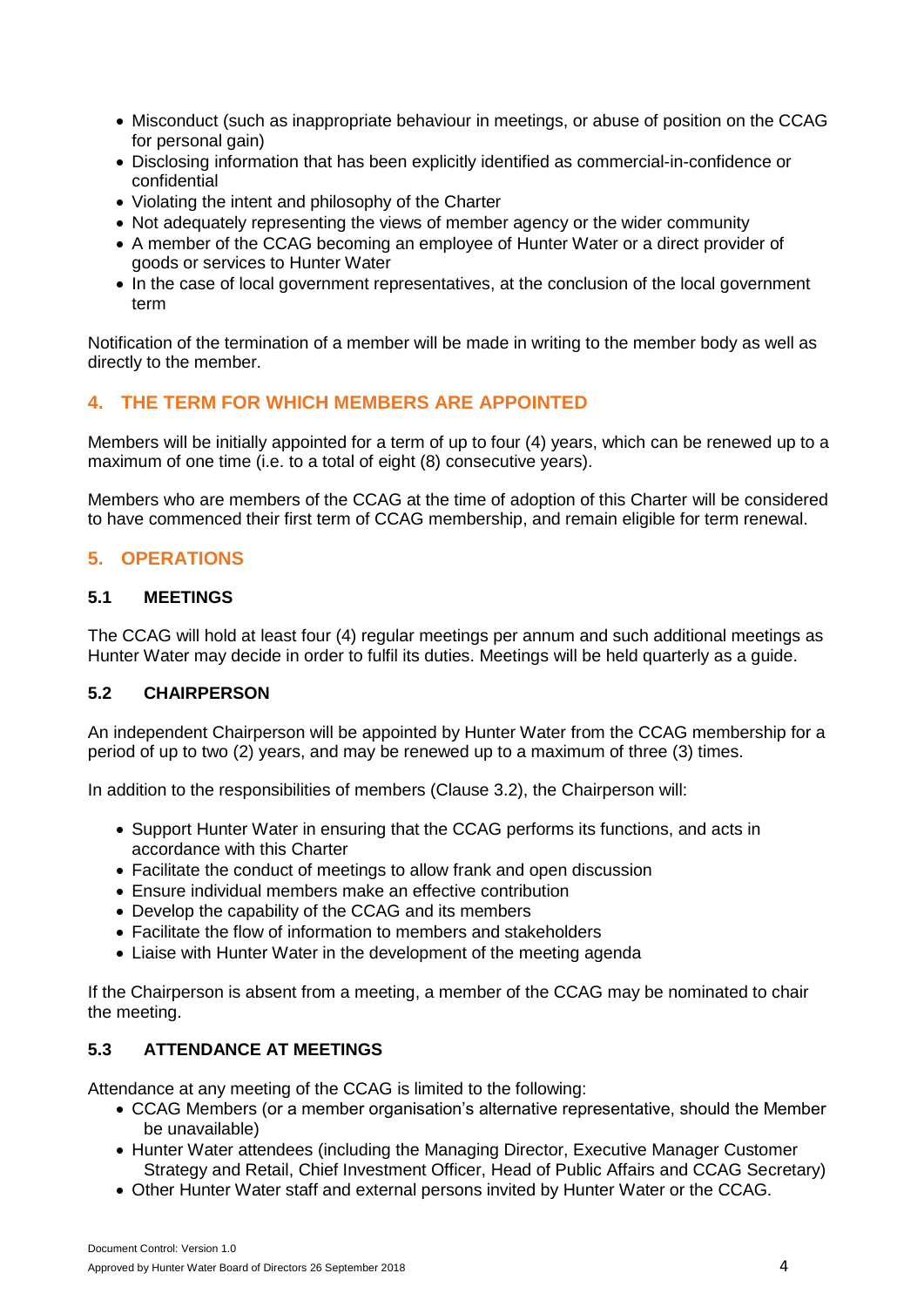- Misconduct (such as inappropriate behaviour in meetings, or abuse of position on the CCAG for personal gain)
- Disclosing information that has been explicitly identified as commercial-in-confidence or confidential
- Violating the intent and philosophy of the Charter
- Not adequately representing the views of member agency or the wider community
- A member of the CCAG becoming an employee of Hunter Water or a direct provider of goods or services to Hunter Water
- In the case of local government representatives, at the conclusion of the local government term

Notification of the termination of a member will be made in writing to the member body as well as directly to the member.

## 4. THE TERM FOR WHICH MEMBERS ARE APPOINTED

Members will be initially appointed for a term of up to four (4) years, which can be renewed up to a maximum of one time (i.e. to a total of eight (8) consecutive years).

Members who are members of the CCAG at the time of adoption of this Charter will be considered to have commenced their first term of CCAG membership, and remain eligible for term renewal.

## 5. OPERATIONS

### 5.1 MEETINGS

The CCAG will hold at least four (4) regular meetings per annum and such additional meetings as Hunter Water may decide in order to fulfil its duties. Meetings will be held quarterly as a guide.

### 5.2 CHAIRPERSON

An independent Chairperson will be appointed by Hunter Water from the CCAG membership for a period of up to two (2) years, and may be renewed up to a maximum of three (3) times.

In addition to the responsibilities of members (Clause 3.2), the Chairperson will:

- Support Hunter Water in ensuring that the CCAG performs its functions, and acts in accordance with this Charter
- Facilitate the conduct of meetings to allow frank and open discussion
- Ensure individual members make an effective contribution
- Develop the capability of the CCAG and its members
- Facilitate the flow of information to members and stakeholders
- Liaise with Hunter Water in the development of the meeting agenda

If the Chairperson is absent from a meeting, a member of the CCAG may be nominated to chair the meeting.

### 5.3 ATTENDANCE AT MEETINGS

Attendance at any meeting of the CCAG is limited to the following:

- CCAG Members (or a member organisation's alternative representative, should the Member be unavailable)
- Hunter Water attendees (including the Managing Director, Executive Manager Customer Strategy and Retail, Chief Investment Officer, Head of Public Affairs and CCAG Secretary)
- Other Hunter Water staff and external persons invited by Hunter Water or the CCAG.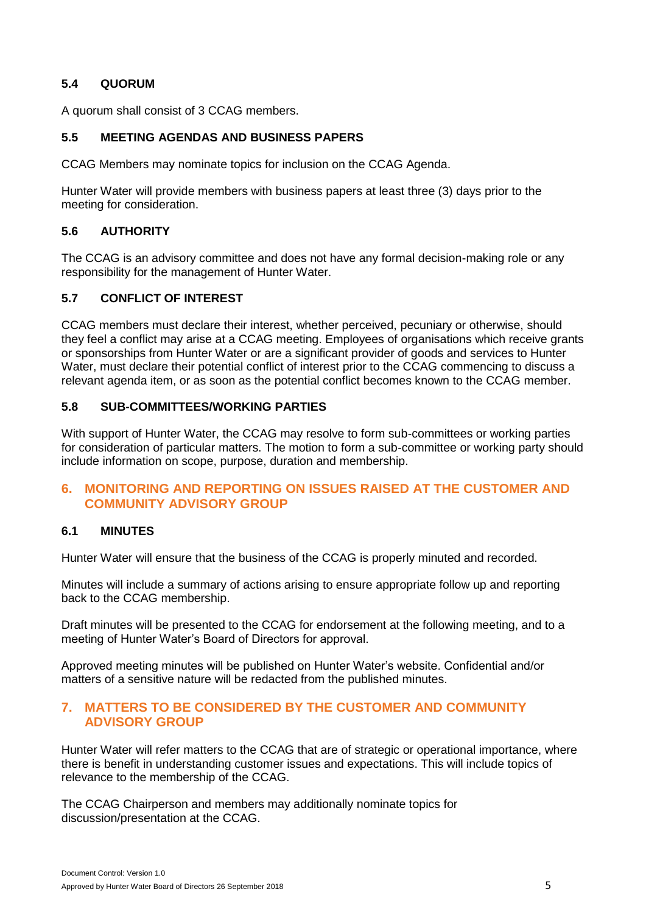### 5.4 QUORUM

A quorum shall consist of 3 CCAG members.

### 5.5 MEETING AGENDAS AND BUSINESS PAPERS

CCAG Members may nominate topics for inclusion on the CCAG Agenda.

Hunter Water will provide members with business papers at least three (3) days prior to the meeting for consideration.

### 5.6 AUTHORITY

The CCAG is an advisory committee and does not have any formal decision-making role or any responsibility for the management of Hunter Water.

### 5.7 CONFLICT OF INTEREST

CCAG members must declare their interest, whether perceived, pecuniary or otherwise, should they feel a conflict may arise at a CCAG meeting. Employees of organisations which receive grants or sponsorships from Hunter Water or are a significant provider of goods and services to Hunter Water, must declare their potential conflict of interest prior to the CCAG commencing to discuss a relevant agenda item, or as soon as the potential conflict becomes known to the CCAG member.

### 5.8 SUB-COMMITTEES/WORKING PARTIES

With support of Hunter Water, the CCAG may resolve to form sub-committees or working parties for consideration of particular matters. The motion to form a sub-committee or working party should include information on scope, purpose, duration and membership.

## 6. MONITORING AND REPORTING ON ISSUES RAISED AT THE CUSTOMER AND COMMUNITY ADVISORY GROUP

### 6.1 MINUTES

Hunter Water will ensure that the business of the CCAG is properly minuted and recorded.

Minutes will include a summary of actions arising to ensure appropriate follow up and reporting back to the CCAG membership.

Draft minutes will be presented to the CCAG for endorsement at the following meeting, and to a meeting of Hunter Water's Board of Directors for approval.

Approved meeting minutes will be published on Hunter Water's website. Confidential and/or matters of a sensitive nature will be redacted from the published minutes.

## 7. MATTERS TO BE CONSIDERED BY THE CUSTOMER AND COMMUNITY ADVISORY GROUP

Hunter Water will refer matters to the CCAG that are of strategic or operational importance, where there is benefit in understanding customer issues and expectations. This will include topics of relevance to the membership of the CCAG.

The CCAG Chairperson and members may additionally nominate topics for discussion/presentation at the CCAG.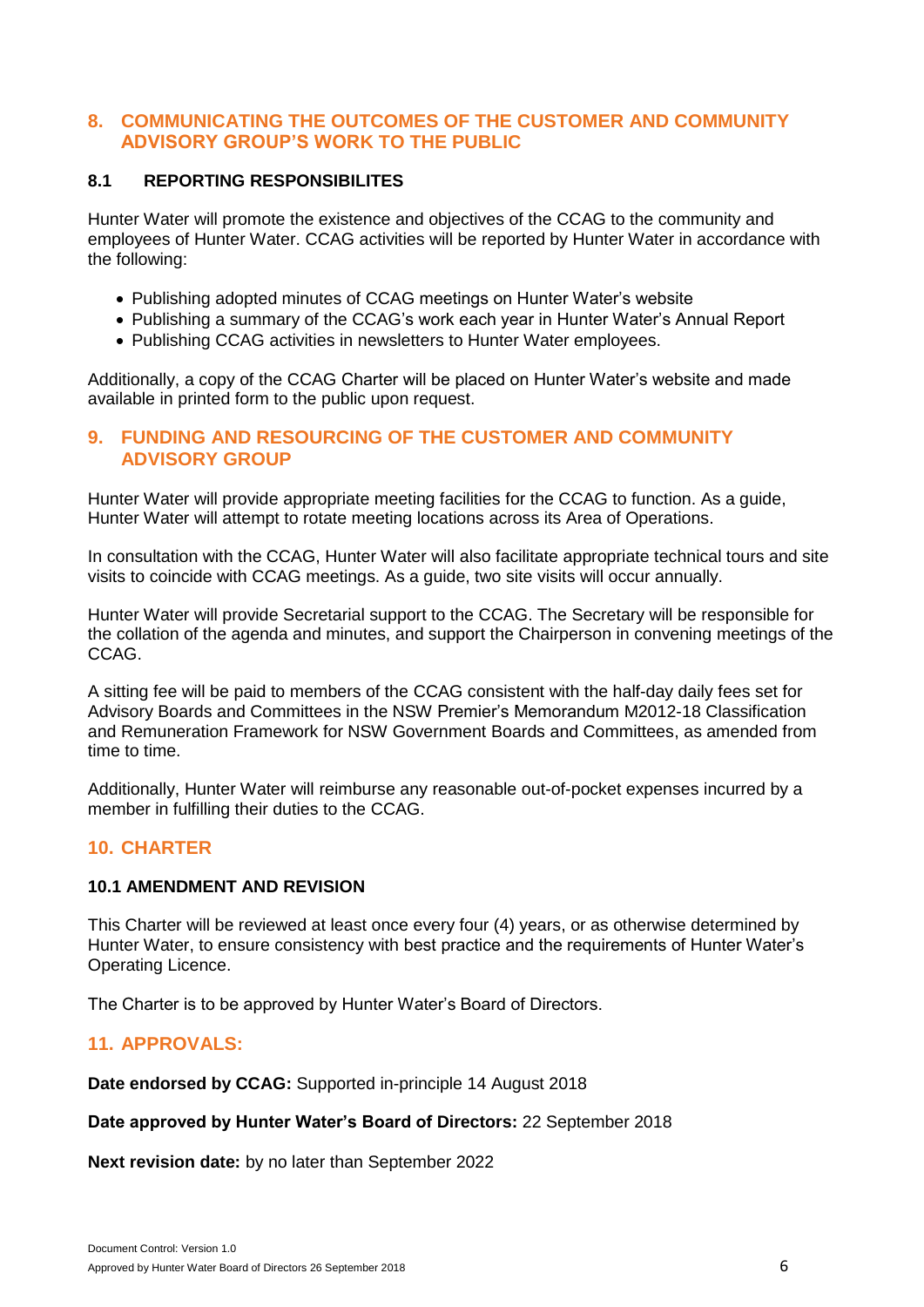## 8. COMMUNICATING THE OUTCOMES OF THE CUSTOMER AND COMMUNITY ADVISORY GROUP'S WORK TO THE PUBLIC

### 8.1 REPORTING RESPONSIBILITES

Hunter Water will promote the existence and objectives of the CCAG to the community and employees of Hunter Water. CCAG activities will be reported by Hunter Water in accordance with the following:

- Publishing adopted minutes of CCAG meetings on Hunter Water's website
- Publishing a summary of the CCAG's work each year in Hunter Water's Annual Report
- Publishing CCAG activities in newsletters to Hunter Water employees.

Additionally, a copy of the CCAG Charter will be placed on Hunter Water's website and made available in printed form to the public upon request.

## 9. FUNDING AND RESOURCING OF THE CUSTOMER AND COMMUNITY ADVISORY GROUP

Hunter Water will provide appropriate meeting facilities for the CCAG to function. As a guide, Hunter Water will attempt to rotate meeting locations across its Area of Operations.

In consultation with the CCAG, Hunter Water will also facilitate appropriate technical tours and site visits to coincide with CCAG meetings. As a guide, two site visits will occur annually.

Hunter Water will provide Secretarial support to the CCAG. The Secretary will be responsible for the collation of the agenda and minutes, and support the Chairperson in convening meetings of the CCAG.

A sitting fee will be paid to members of the CCAG consistent with the half-day daily fees set for Advisory Boards and Committees in the NSW Premier's Memorandum M2012-18 Classification and Remuneration Framework for NSW Government Boards and Committees, as amended from time to time.

Additionally, Hunter Water will reimburse any reasonable out-of-pocket expenses incurred by a member in fulfilling their duties to the CCAG.

## 10. CHARTER

### 10.1 AMENDMENT AND REVISION

This Charter will be reviewed at least once every four (4) years, or as otherwise determined by Hunter Water, to ensure consistency with best practice and the requirements of Hunter Water's Operating Licence.

The Charter is to be approved by Hunter Water's Board of Directors.

## 11. APPROVALS:

**Date endorsed by CCAG:** Supported in-principle 14 August 2018

**Date approved by Hunter Water's Board of Directors:** 22 September 2018

**Next revision date:** by no later than September 2022

Document Control: Version 1.0
Approved by Hunter Water Board of Directors 26 September 2018